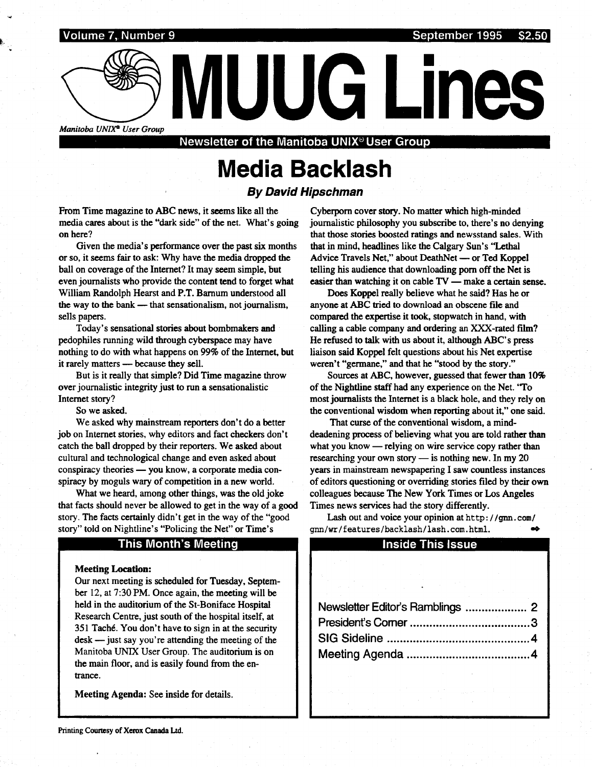Volume 7, Number 9 — September 1995 — $2.50

# MUUG Lines

*Manitoba UNIX® User Group*

**Newsletter of the Manitoba UNIX® User Group**

# Media Backlash

### *By David Hipschman*

From Time magazine to ABC news, it seems like all the media cares about is the "dark side" of the net. What's going on here?

Given the media's performance over the past six months or so, it seems fair to ask: Why have the media dropped the ball on coverage of the Internet? It may seem simple, but even journalists who provide the content tend to forget what William Randolph Hearst and P.T. Barnum understood all the way to the bank — that sensationalism, not journalism, sells papers.

Today's sensational stories about bombmakers and pedophiles running wild through cyberspace may have nothing to do with what happens on 99% of the Internet, but it rarely matters — because they sell.

But is it really that simple? Did Time magazine throw over journalistic integrity just to run a sensationalistic Internet story?

So we asked.

We asked why mainstream reporters don't do a better job on Internet stories, why editors and fact checkers don't catch the ball dropped by their reporters. We asked about cultural and technological change and even asked about conspiracy theories — you know, a corporate media conspiracy by moguls wary of competition in a new world.

What we heard, among other things, was the old joke that facts should never be allowed to get in the way of a good story. The facts certainly didn't get in the way of the "good story" told on Nightline's "Policing the Net" or Time's Cyberporn cover story. No matter which high-minded journalistic philosophy you subscribe to, there's no denying that those stories boosted ratings and newsstand sales. With that in mind, headlines like the Calgary Sun's "Lethal Advice Travels Net," about DeathNet — or Ted Koppel telling his audience that downloading porn off the Net is easier than watching it on cable TV — make a certain sense.

Does Koppel really believe what he said? Has he or anyone at ABC tried to download an obscene file and compared the expertise it took, stopwatch in hand, with calling a cable company and ordering an XXX-rated film? He refused to talk with us about it, although ABC's press liaison said Koppel felt questions about his Net expertise weren't "germane," and that he "stood by the story."

Sources at ABC, however, guessed that fewer than 10% of the Nightline staff had any experience on the Net. "To most journalists the Internet is a black hole, and they rely on the conventional wisdom when reporting about it," one said.

That curse of the conventional wisdom, a mind-deadening process of believing what you are told rather than what you know — relying on wire service copy rather than researching your own story — is nothing new. In my 20 years in mainstream newspapering I saw countless instances of editors questioning or overriding stories filed by their own colleagues because The New York Times or Los Angeles Times news services had the story differently.

Lash out and voice your opinion at `http://gnn.com/gnn/wr/features/backlash/lash.com.html`.

## This Month's Meeting

**Meeting Location:**

Our next meeting is scheduled for Tuesday, September 12, at 7:30 PM. Once again, the meeting will be held in the auditorium of the St-Boniface Hospital Research Centre, just south of the hospital itself, at 351 Taché. You don't have to sign in at the security desk — just say you're attending the meeting of the Manitoba UNIX User Group. The auditorium is on the main floor, and is easily found from the entrance.

**Meeting Agenda:** See inside for details.

## Inside This Issue

| | |
|---|---|
| Newsletter Editor's Ramblings | 2 |
| President's Corner | 3 |
| SIG Sideline | 4 |
| Meeting Agenda | 4 |

Printing Courtesy of Xerox Canada Ltd.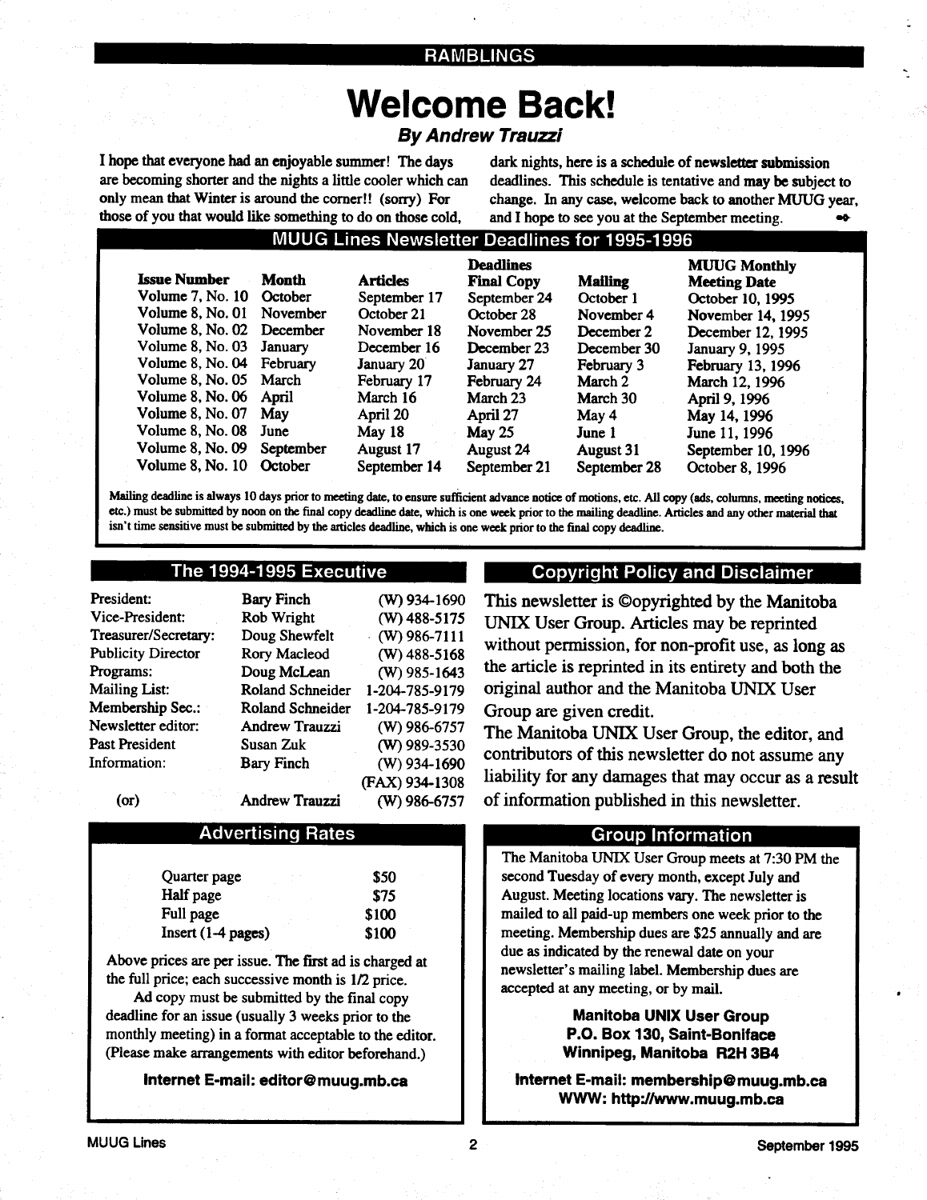RAMBLINGS

# Welcome Back!

***By Andrew Trauzzi***

I hope that everyone had an enjoyable summer! The days are becoming shorter and the nights a little cooler which can only mean that Winter is around the corner!! (sorry) For those of you that would like something to do on those cold, dark nights, here is a schedule of newsletter submission deadlines. This schedule is tentative and may be subject to change. In any case, welcome back to another MUUG year, and I hope to see you at the September meeting.

## MUUG Lines Newsletter Deadlines for 1995-1996

| Issue Number | Month | Articles | Deadlines Final Copy | Mailing | MUUG Monthly Meeting Date |
|---|---|---|---|---|---|
| Volume 7, No. 10 | October | September 17 | September 24 | October 1 | October 10, 1995 |
| Volume 8, No. 01 | November | October 21 | October 28 | November 4 | November 14, 1995 |
| Volume 8, No. 02 | December | November 18 | November 25 | December 2 | December 12, 1995 |
| Volume 8, No. 03 | January | December 16 | December 23 | December 30 | January 9, 1995 |
| Volume 8, No. 04 | February | January 20 | January 27 | February 3 | February 13, 1996 |
| Volume 8, No. 05 | March | February 17 | February 24 | March 2 | March 12, 1996 |
| Volume 8, No. 06 | April | March 16 | March 23 | March 30 | April 9, 1996 |
| Volume 8, No. 07 | May | April 20 | April 27 | May 4 | May 14, 1996 |
| Volume 8, No. 08 | June | May 18 | May 25 | June 1 | June 11, 1996 |
| Volume 8, No. 09 | September | August 17 | August 24 | August 31 | September 10, 1996 |
| Volume 8, No. 10 | October | September 14 | September 21 | September 28 | October 8, 1996 |

Mailing deadline is always 10 days prior to meeting date, to ensure sufficient advance notice of motions, etc. All copy (ads, columns, meeting notices, etc.) must be submitted by noon on the final copy deadline date, which is one week prior to the mailing deadline. Articles and any other material that isn't time sensitive must be submitted by the articles deadline, which is one week prior to the final copy deadline.

## The 1994-1995 Executive

| | | |
|---|---|---|
| President: | Bary Finch | (W) 934-1690 |
| Vice-President: | Rob Wright | (W) 488-5175 |
| Treasurer/Secretary: | Doug Shewfelt | (W) 986-7111 |
| Publicity Director | Rory Macleod | (W) 488-5168 |
| Programs: | Doug McLean | (W) 985-1643 |
| Mailing List: | Roland Schneider | 1-204-785-9179 |
| Membership Sec.: | Roland Schneider | 1-204-785-9179 |
| Newsletter editor: | Andrew Trauzzi | (W) 986-6757 |
| Past President | Susan Zuk | (W) 989-3530 |
| Information: | Bary Finch | (W) 934-1690 |
| | | (FAX) 934-1308 |
| (or) | Andrew Trauzzi | (W) 986-6757 |

## Copyright Policy and Disclaimer

This newsletter is ©opyrighted by the Manitoba UNIX User Group. Articles may be reprinted without permission, for non-profit use, as long as the article is reprinted in its entirety and both the original author and the Manitoba UNIX User Group are given credit.

The Manitoba UNIX User Group, the editor, and contributors of this newsletter do not assume any liability for any damages that may occur as a result of information published in this newsletter.

## Advertising Rates

| | |
|---|---|
| Quarter page | $50 |
| Half page | $75 |
| Full page | $100 |
| Insert (1-4 pages) | $100 |

Above prices are per issue. The first ad is charged at the full price; each successive month is 1/2 price.

Ad copy must be submitted by the final copy deadline for an issue (usually 3 weeks prior to the monthly meeting) in a format acceptable to the editor. (Please make arrangements with editor beforehand.)

**Internet E-mail: editor@muug.mb.ca**

## Group Information

The Manitoba UNIX User Group meets at 7:30 PM the second Tuesday of every month, except July and August. Meeting locations vary. The newsletter is mailed to all paid-up members one week prior to the meeting. Membership dues are $25 annually and are due as indicated by the renewal date on your newsletter's mailing label. Membership dues are accepted at any meeting, or by mail.

**Manitoba UNIX User Group**
**P.O. Box 130, Saint-Boniface**
**Winnipeg, Manitoba R2H 3B4**

**Internet E-mail: membership@muug.mb.ca**
**WWW: http://www.muug.mb.ca**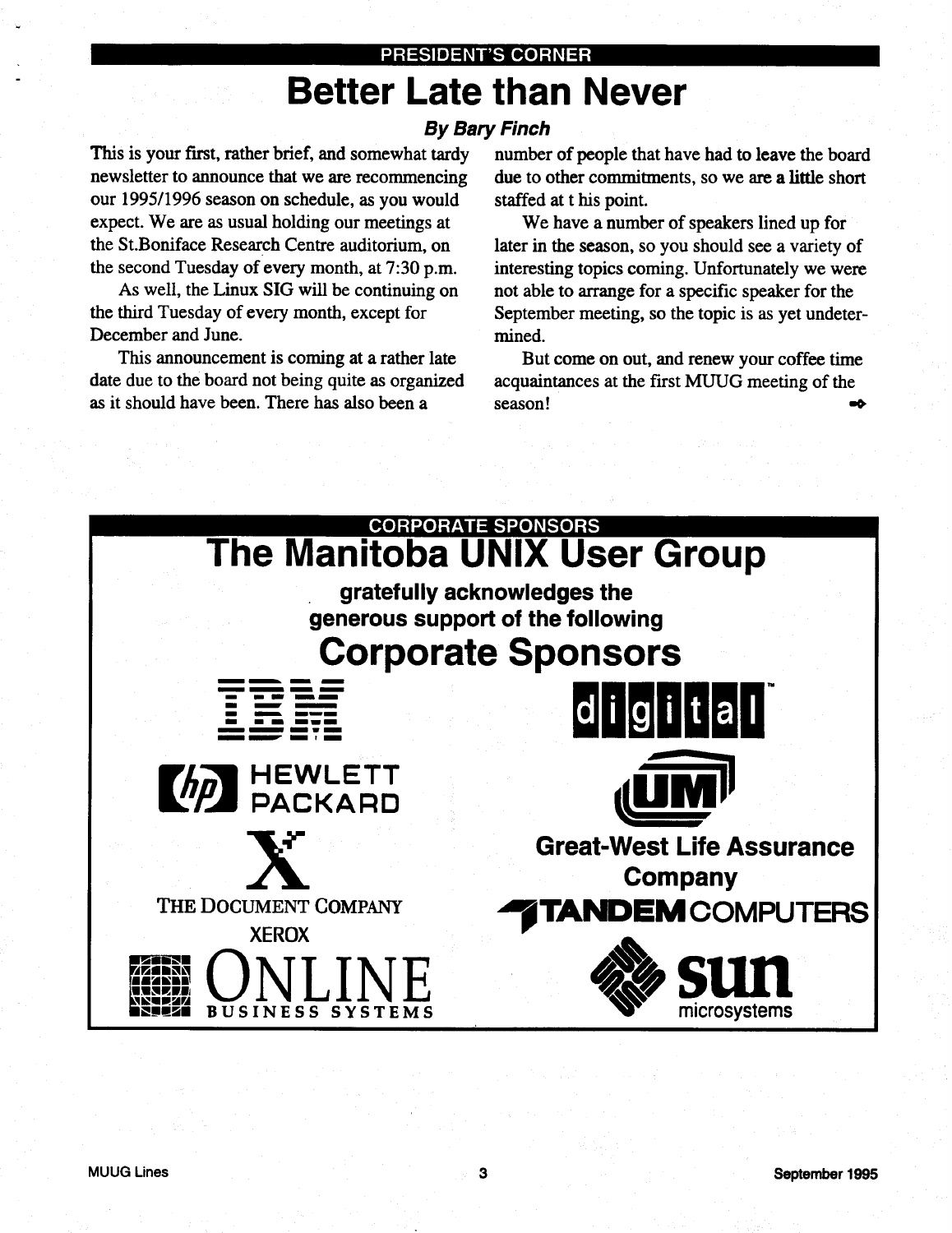PRESIDENT'S CORNER

# Better Late than Never

***By Bary Finch***

This is your first, rather brief, and somewhat tardy newsletter to announce that we are recommencing our 1995/1996 season on schedule, as you would expect. We are as usual holding our meetings at the St.Boniface Research Centre auditorium, on the second Tuesday of every month, at 7:30 p.m.

As well, the Linux SIG will be continuing on the third Tuesday of every month, except for December and June.

This announcement is coming at a rather late date due to the board not being quite as organized as it should have been. There has also been a number of people that have had to leave the board due to other commitments, so we are a little short staffed at t his point.

We have a number of speakers lined up for later in the season, so you should see a variety of interesting topics coming. Unfortunately we were not able to arrange for a specific speaker for the September meeting, so the topic is as yet undetermined.

But come on out, and renew your coffee time acquaintances at the first MUUG meeting of the season!

CORPORATE SPONSORS

# The Manitoba UNIX User Group

**gratefully acknowledges the generous support of the following**

## Corporate Sponsors

IBM

digital

HEWLETT PACKARD

UM

X THE DOCUMENT COMPANY XEROX

Great-West Life Assurance Company

TANDEM COMPUTERS

ONLINE BUSINESS SYSTEMS

sun microsystems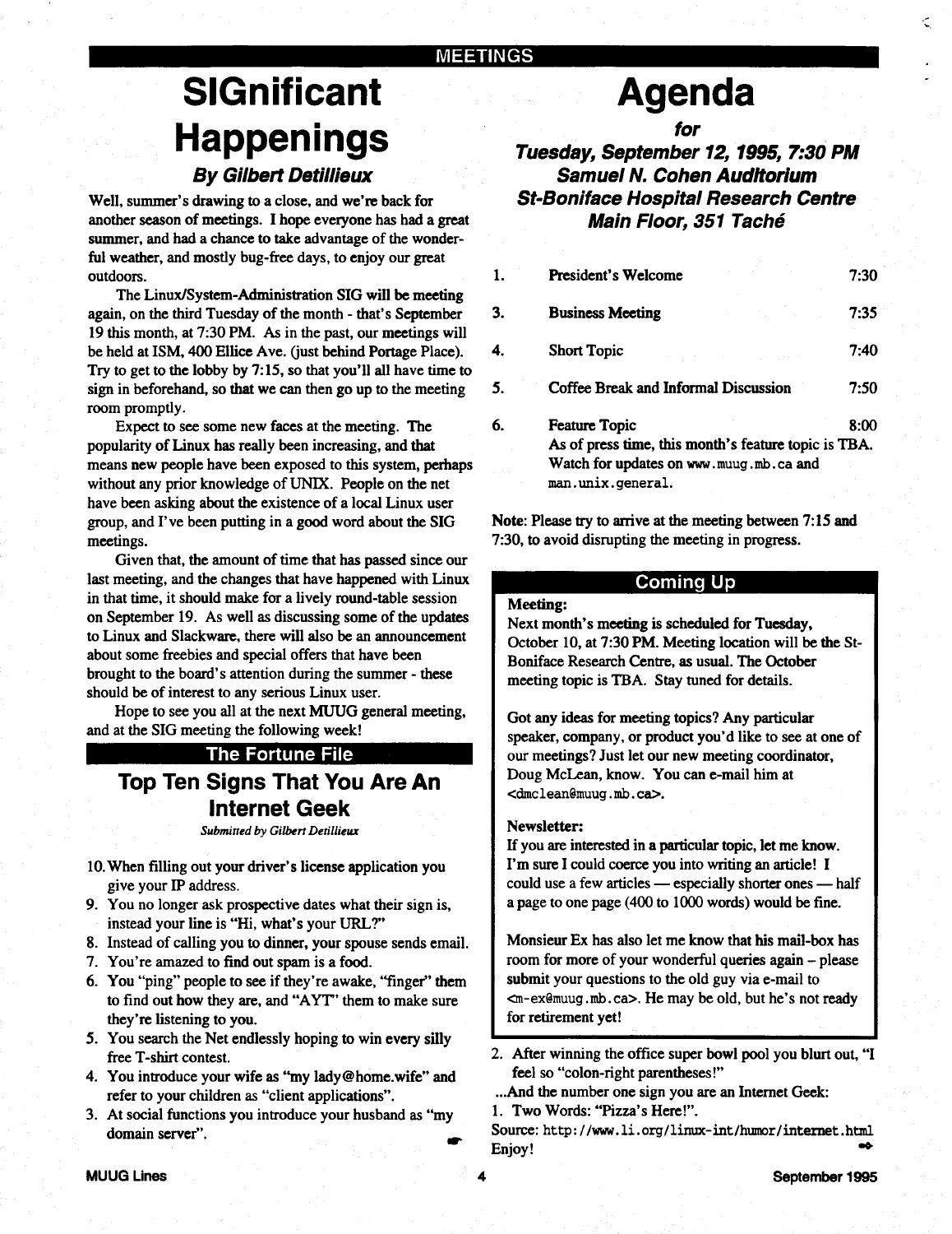## MEETINGS

# SIGnificant Happenings

### *By Gilbert Detillieux*

Well, summer's drawing to a close, and we're back for another season of meetings. I hope everyone has had a great summer, and had a chance to take advantage of the wonderful weather, and mostly bug-free days, to enjoy our great outdoors.

The Linux/System-Administration SIG will be meeting again, on the third Tuesday of the month - that's September 19 this month, at 7:30 PM. As in the past, our meetings will be held at ISM, 400 Ellice Ave. (just behind Portage Place). Try to get to the lobby by 7:15, so that you'll all have time to sign in beforehand, so that we can then go up to the meeting room promptly.

Expect to see some new faces at the meeting. The popularity of Linux has really been increasing, and that means new people have been exposed to this system, perhaps without any prior knowledge of UNIX. People on the net have been asking about the existence of a local Linux user group, and I've been putting in a good word about the SIG meetings.

Given that, the amount of time that has passed since our last meeting, and the changes that have happened with Linux in that time, it should make for a lively round-table session on September 19. As well as discussing some of the updates to Linux and Slackware, there will also be an announcement about some freebies and special offers that have been brought to the board's attention during the summer - these should be of interest to any serious Linux user.

Hope to see you all at the next MUUG general meeting, and at the SIG meeting the following week!

# Agenda

### *for Tuesday, September 12, 1995, 7:30 PM*
### *Samuel N. Cohen Auditorium*
### *St-Boniface Hospital Research Centre*
### *Main Floor, 351 Taché*

| | | |
|---|---|---|
| 1. | President's Welcome | 7:30 |
| 3. | Business Meeting | 7:35 |
| 4. | Short Topic | 7:40 |
| 5. | Coffee Break and Informal Discussion | 7:50 |
| 6. | Feature Topic<br>As of press time, this month's feature topic is TBA. Watch for updates on `www.muug.mb.ca` and `man.unix.general`. | 8:00 |

**Note:** Please try to arrive at the meeting between 7:15 and 7:30, to avoid disrupting the meeting in progress.

## Coming Up

**Meeting:**
Next month's meeting is scheduled for Tuesday, October 10, at 7:30 PM. Meeting location will be the St-Boniface Research Centre, as usual. The October meeting topic is TBA. Stay tuned for details.

Got any ideas for meeting topics? Any particular speaker, company, or product you'd like to see at one of our meetings? Just let our new meeting coordinator, Doug McLean, know. You can e-mail him at `<dmclean@muug.mb.ca>`.

**Newsletter:**
If you are interested in a particular topic, let me know. I'm sure I could coerce you into writing an article! I could use a few articles — especially shorter ones — half a page to one page (400 to 1000 words) would be fine.

Monsieur Ex has also let me know that his mail-box has room for more of your wonderful queries again – please submit your questions to the old guy via e-mail to `<m-ex@muug.mb.ca>`. He may be old, but he's not ready for retirement yet!

## The Fortune File

# Top Ten Signs That You Are An Internet Geek

*Submitted by Gilbert Detillieux*

10. When filling out your driver's license application you give your IP address.
9. You no longer ask prospective dates what their sign is, instead your line is "Hi, what's your URL?"
8. Instead of calling you to dinner, your spouse sends email.
7. You're amazed to find out spam is a food.
6. You "ping" people to see if they're awake, "finger" them to find out how they are, and "AYT" them to make sure they're listening to you.
5. You search the Net endlessly hoping to win every silly free T-shirt contest.
4. You introduce your wife as "my lady@home.wife" and refer to your children as "client applications".
3. At social functions you introduce your husband as "my domain server".
2. After winning the office super bowl pool you blurt out, "I feel so "colon-right parentheses!"

...And the number one sign you are an Internet Geek:

1. Two Words: "Pizza's Here!".

Source: `http://www.li.org/linux-int/humor/internet.html`
Enjoy!